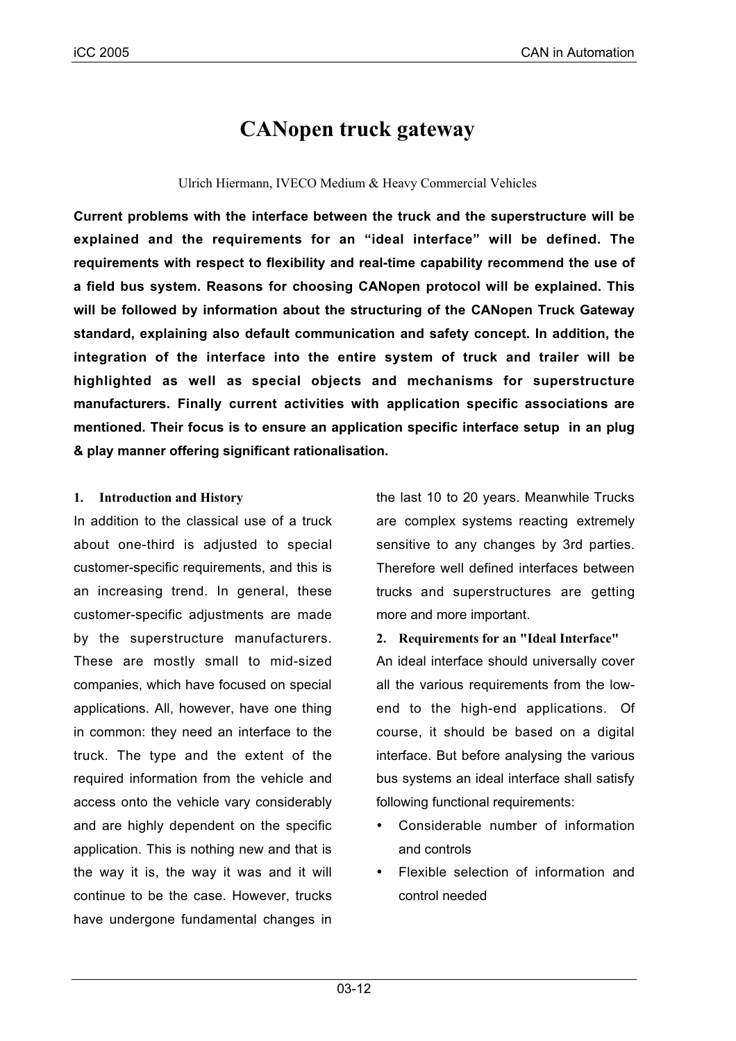# CANopen truck gateway

Ulrich Hiermann, IVECO Medium & Heavy Commercial Vehicles

**Current problems with the interface between the truck and the superstructure will be explained and the requirements for an "ideal interface" will be defined. The requirements with respect to flexibility and real-time capability recommend the use of a field bus system. Reasons for choosing CANopen protocol will be explained. This will be followed by information about the structuring of the CANopen Truck Gateway standard, explaining also default communication and safety concept. In addition, the integration of the interface into the entire system of truck and trailer will be highlighted as well as special objects and mechanisms for superstructure manufacturers. Finally current activities with application specific associations are mentioned. Their focus is to ensure an application specific interface setup in an plug & play manner offering significant rationalisation.**

## 1. Introduction and History

In addition to the classical use of a truck about one-third is adjusted to special customer-specific requirements, and this is an increasing trend. In general, these customer-specific adjustments are made by the superstructure manufacturers. These are mostly small to mid-sized companies, which have focused on special applications. All, however, have one thing in common: they need an interface to the truck. The type and the extent of the required information from the vehicle and access onto the vehicle vary considerably and are highly dependent on the specific application. This is nothing new and that is the way it is, the way it was and it will continue to be the case. However, trucks have undergone fundamental changes in the last 10 to 20 years. Meanwhile Trucks are complex systems reacting extremely sensitive to any changes by 3rd parties. Therefore well defined interfaces between trucks and superstructures are getting more and more important.

## 2. Requirements for an "Ideal Interface"

An ideal interface should universally cover all the various requirements from the low-end to the high-end applications. Of course, it should be based on a digital interface. But before analysing the various bus systems an ideal interface shall satisfy following functional requirements:

- Considerable number of information and controls
- Flexible selection of information and control needed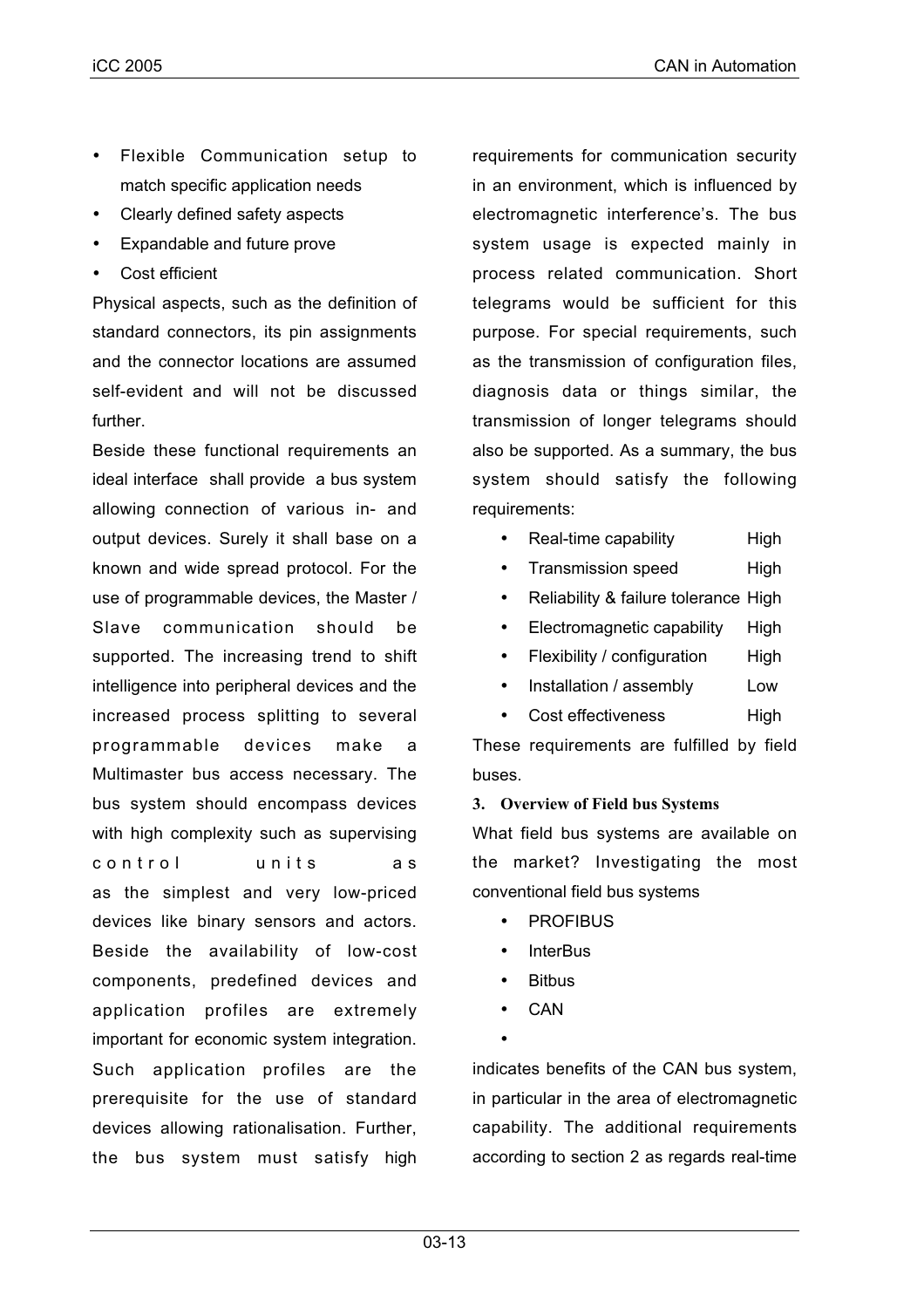- Flexible Communication setup to match specific application needs
- Clearly defined safety aspects
- Expandable and future prove
- Cost efficient

Physical aspects, such as the definition of standard connectors, its pin assignments and the connector locations are assumed self-evident and will not be discussed further.

Beside these functional requirements an ideal interface shall provide a bus system allowing connection of various in- and output devices. Surely it shall base on a known and wide spread protocol. For the use of programmable devices, the Master / Slave communication should be supported. The increasing trend to shift intelligence into peripheral devices and the increased process splitting to several programmable devices make a Multimaster bus access necessary. The bus system should encompass devices with high complexity such as supervising control units as as the simplest and very low-priced devices like binary sensors and actors. Beside the availability of low-cost components, predefined devices and application profiles are extremely important for economic system integration. Such application profiles are the prerequisite for the use of standard devices allowing rationalisation. Further, the bus system must satisfy high requirements for communication security in an environment, which is influenced by electromagnetic interference's. The bus system usage is expected mainly in process related communication. Short telegrams would be sufficient for this purpose. For special requirements, such as the transmission of configuration files, diagnosis data or things similar, the transmission of longer telegrams should also be supported. As a summary, the bus system should satisfy the following requirements:

- Real-time capability High
- Transmission speed High
- Reliability & failure tolerance High
- Electromagnetic capability High
- Flexibility / configuration High
- Installation / assembly Low
- Cost effectiveness High

These requirements are fulfilled by field buses.

## 3. Overview of Field bus Systems

What field bus systems are available on the market? Investigating the most conventional field bus systems

- PROFIBUS
- InterBus
- Bitbus
- CAN
-

indicates benefits of the CAN bus system, in particular in the area of electromagnetic capability. The additional requirements according to section 2 as regards real-time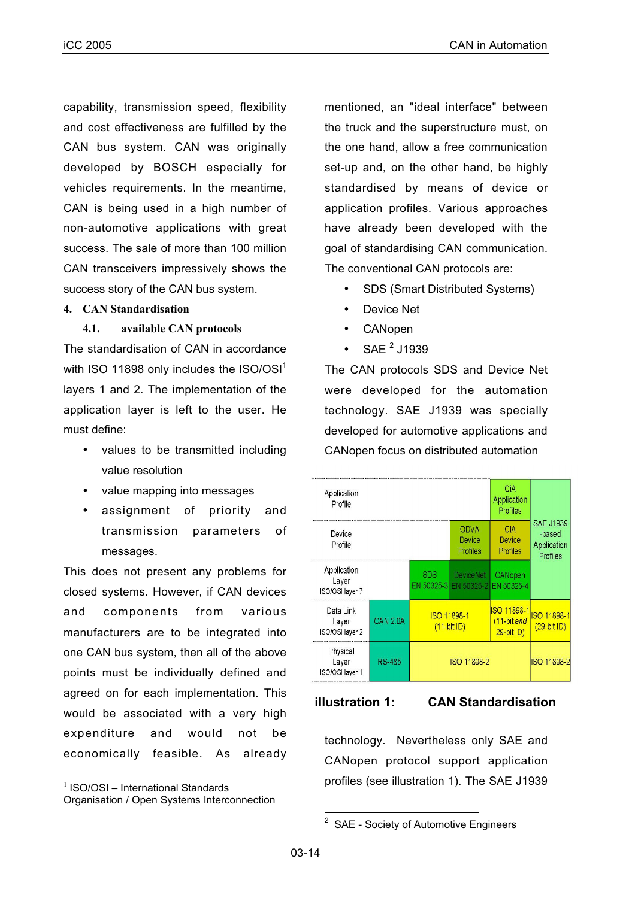capability, transmission speed, flexibility and cost effectiveness are fulfilled by the CAN bus system. CAN was originally developed by BOSCH especially for vehicles requirements. In the meantime, CAN is being used in a high number of non-automotive applications with great success. The sale of more than 100 million CAN transceivers impressively shows the success story of the CAN bus system.

## 4. CAN Standardisation

### 4.1. available CAN protocols

The standardisation of CAN in accordance with ISO 11898 only includes the ISO/OSI[1] layers 1 and 2. The implementation of the application layer is left to the user. He must define:

- values to be transmitted including value resolution
- value mapping into messages
- assignment of priority and transmission parameters of messages.

This does not present any problems for closed systems. However, if CAN devices and components from various manufacturers are to be integrated into one CAN bus system, then all of the above points must be individually defined and agreed on for each implementation. This would be associated with a very high expenditure and would not be economically feasible. As already mentioned, an "ideal interface" between the truck and the superstructure must, on the one hand, allow a free communication set-up and, on the other hand, be highly standardised by means of device or application profiles. Various approaches have already been developed with the goal of standardising CAN communication. The conventional CAN protocols are:

- SDS (Smart Distributed Systems)
- Device Net
- CANopen
- SAE [2] J1939

The CAN protocols SDS and Device Net were developed for the automation technology. SAE J1939 was specially developed for automotive applications and CANopen focus on distributed automation technology. Nevertheless only SAE and CANopen protocol support application profiles (see illustration 1). The SAE J1939

| | | | | | |
|---|---|---|---|---|---|
| Application Profile | | | | CiA Application Profiles | SAE J1939 -based Application Profiles |
| Device Profile | | | ODVA Device Profiles | CiA Device Profiles | |
| Application Layer ISO/OSI layer 7 | | SDS EN 50325-3 | DeviceNet EN 50325-2 | CANopen EN 50325-4 | |
| Data Link Layer ISO/OSI layer 2 | CAN 2.0A | ISO 11898-1 (11-bit ID) | | ISO 11898-1 (11-bit and 29-bit ID) | ISO 11898-1 (29-bit ID) |
| Physical Layer ISO/OSI layer 1 | RS-485 | ISO 11898-2 | | | ISO 11898-2 |

**illustration 1: CAN Standardisation**

[1] ISO/OSI – International Standards Organisation / Open Systems Interconnection

[2] SAE - Society of Automotive Engineers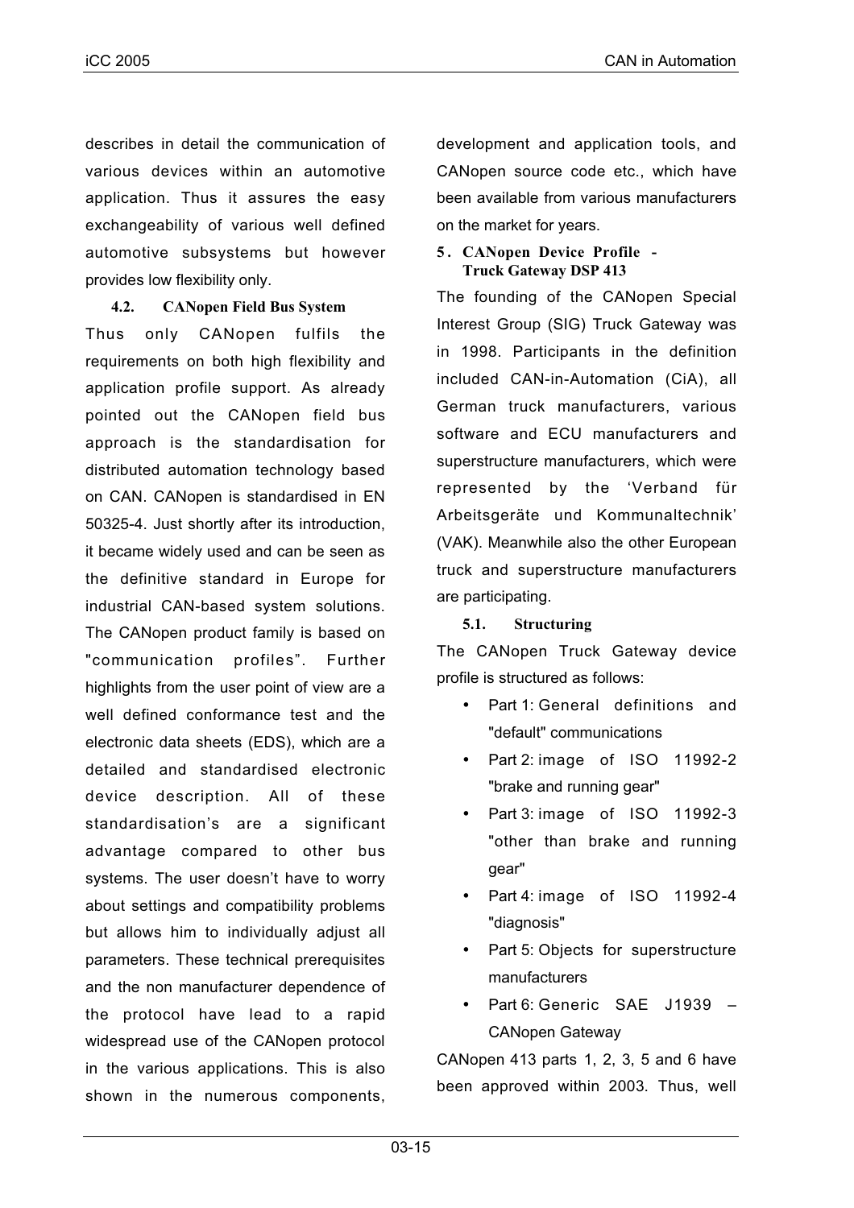describes in detail the communication of various devices within an automotive application. Thus it assures the easy exchangeability of various well defined automotive subsystems but however provides low flexibility only.

### 4.2. CANopen Field Bus System

Thus only CANopen fulfils the requirements on both high flexibility and application profile support. As already pointed out the CANopen field bus approach is the standardisation for distributed automation technology based on CAN. CANopen is standardised in EN 50325-4. Just shortly after its introduction, it became widely used and can be seen as the definitive standard in Europe for industrial CAN-based system solutions. The CANopen product family is based on "communication profiles". Further highlights from the user point of view are a well defined conformance test and the electronic data sheets (EDS), which are a detailed and standardised electronic device description. All of these standardisation's are a significant advantage compared to other bus systems. The user doesn't have to worry about settings and compatibility problems but allows him to individually adjust all parameters. These technical prerequisites and the non manufacturer dependence of the protocol have lead to a rapid widespread use of the CANopen protocol in the various applications. This is also shown in the numerous components, development and application tools, and CANopen source code etc., which have been available from various manufacturers on the market for years.

## 5. CANopen Device Profile - Truck Gateway DSP 413

The founding of the CANopen Special Interest Group (SIG) Truck Gateway was in 1998. Participants in the definition included CAN-in-Automation (CiA), all German truck manufacturers, various software and ECU manufacturers and superstructure manufacturers, which were represented by the 'Verband für Arbeitsgeräte und Kommunaltechnik' (VAK). Meanwhile also the other European truck and superstructure manufacturers are participating.

### 5.1. Structuring

The CANopen Truck Gateway device profile is structured as follows:

- Part 1: General definitions and "default" communications
- Part 2: image of ISO 11992-2 "brake and running gear"
- Part 3: image of ISO 11992-3 "other than brake and running gear"
- Part 4: image of ISO 11992-4 "diagnosis"
- Part 5: Objects for superstructure manufacturers
- Part 6: Generic SAE J1939 – CANopen Gateway

CANopen 413 parts 1, 2, 3, 5 and 6 have been approved within 2003. Thus, well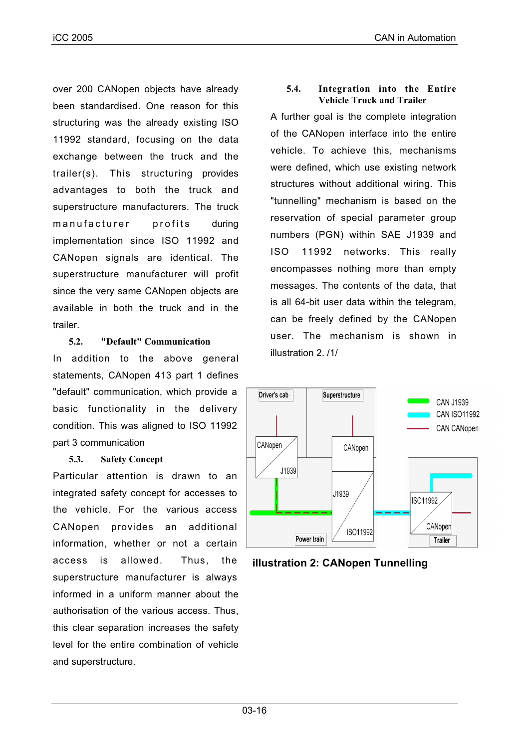over 200 CANopen objects have already been standardised. One reason for this structuring was the already existing ISO 11992 standard, focusing on the data exchange between the truck and the trailer(s). This structuring provides advantages to both the truck and superstructure manufacturers. The truck manufacturer profits during implementation since ISO 11992 and CANopen signals are identical. The superstructure manufacturer will profit since the very same CANopen objects are available in both the truck and in the trailer.

### 5.2. "Default" Communication

In addition to the above general statements, CANopen 413 part 1 defines "default" communication, which provide a basic functionality in the delivery condition. This was aligned to ISO 11992 part 3 communication

### 5.3. Safety Concept

Particular attention is drawn to an integrated safety concept for accesses to the vehicle. For the various access CANopen provides an additional information, whether or not a certain access is allowed. Thus, the superstructure manufacturer is always informed in a uniform manner about the authorisation of the various access. Thus, this clear separation increases the safety level for the entire combination of vehicle and superstructure.

### 5.4. Integration into the Entire Vehicle Truck and Trailer

A further goal is the complete integration of the CANopen interface into the entire vehicle. To achieve this, mechanisms were defined, which use existing network structures without additional wiring. This "tunnelling" mechanism is based on the reservation of special parameter group numbers (PGN) within SAE J1939 and ISO 11992 networks. This really encompasses nothing more than empty messages. The contents of the data, that is all 64-bit user data within the telegram, can be freely defined by the CANopen user. The mechanism is shown in illustration 2. /1/

**illustration 2: CANopen Tunnelling**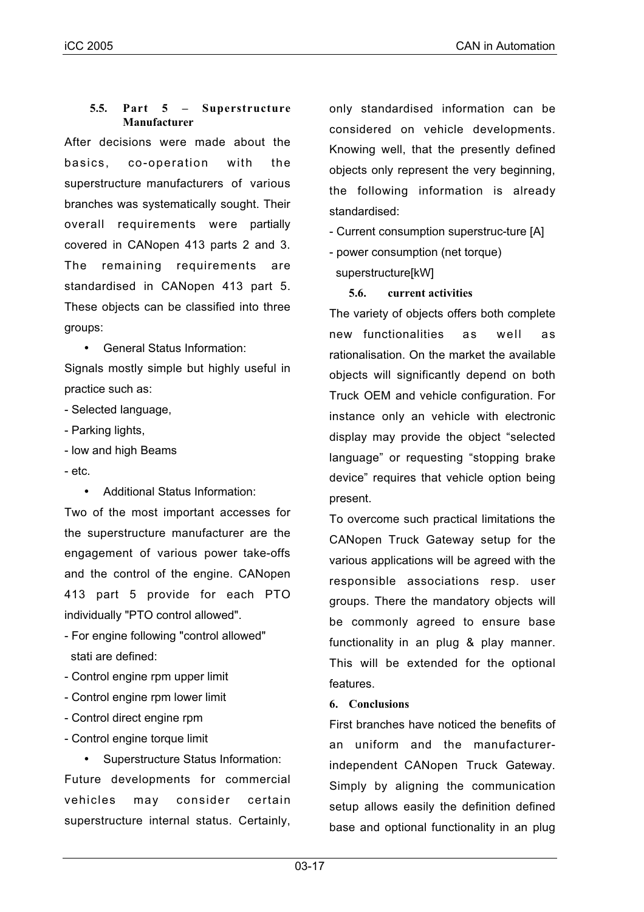### 5.5. Part 5 – Superstructure Manufacturer

After decisions were made about the basics, co-operation with the superstructure manufacturers of various branches was systematically sought. Their overall requirements were partially covered in CANopen 413 parts 2 and 3. The remaining requirements are standardised in CANopen 413 part 5. These objects can be classified into three groups:

- General Status Information:

Signals mostly simple but highly useful in practice such as:

- Selected language,
- Parking lights,
- low and high Beams
- etc.

- Additional Status Information:

Two of the most important accesses for the superstructure manufacturer are the engagement of various power take-offs and the control of the engine. CANopen 413 part 5 provide for each PTO individually "PTO control allowed".

- For engine following "control allowed" stati are defined:
- Control engine rpm upper limit
- Control engine rpm lower limit
- Control direct engine rpm
- Control engine torque limit

- Superstructure Status Information:

Future developments for commercial vehicles may consider certain superstructure internal status. Certainly, only standardised information can be considered on vehicle developments. Knowing well, that the presently defined objects only represent the very beginning, the following information is already standardised:

- Current consumption superstruc-ture [A]
- power consumption (net torque) superstructure[kW]

### 5.6. current activities

The variety of objects offers both complete new functionalities as well as rationalisation. On the market the available objects will significantly depend on both Truck OEM and vehicle configuration. For instance only an vehicle with electronic display may provide the object “selected language” or requesting “stopping brake device” requires that vehicle option being present.

To overcome such practical limitations the CANopen Truck Gateway setup for the various applications will be agreed with the responsible associations resp. user groups. There the mandatory objects will be commonly agreed to ensure base functionality in an plug & play manner. This will be extended for the optional features.

## 6. Conclusions

First branches have noticed the benefits of an uniform and the manufacturer-independent CANopen Truck Gateway. Simply by aligning the communication setup allows easily the definition defined base and optional functionality in an plug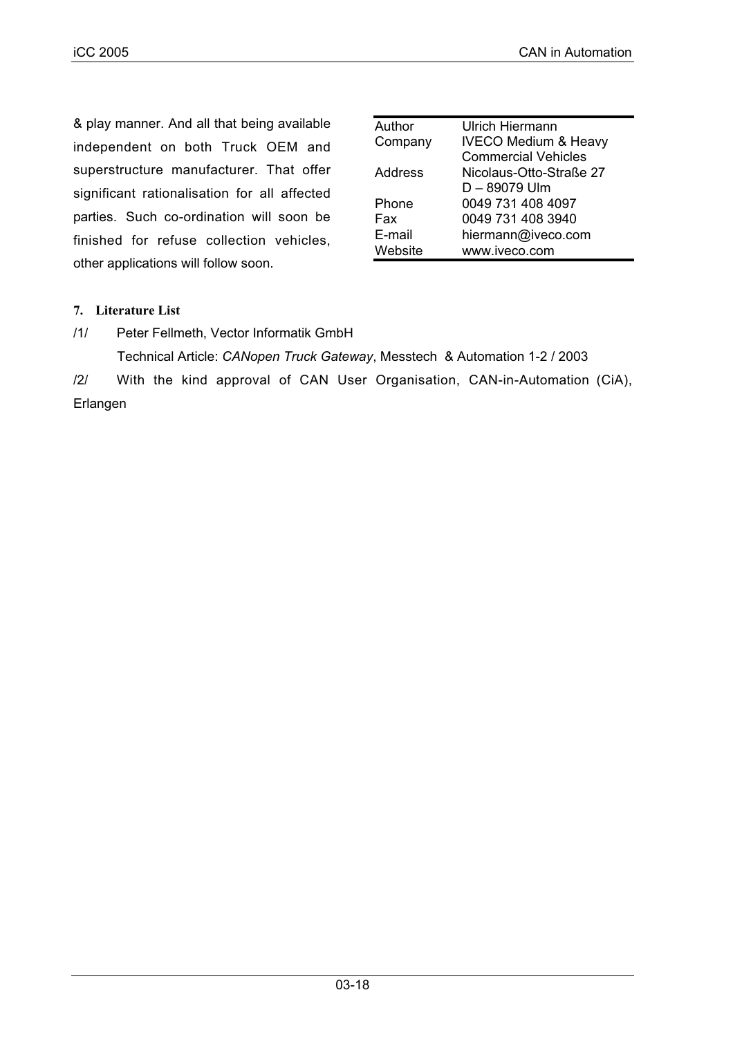& play manner. And all that being available independent on both Truck OEM and superstructure manufacturer. That offer significant rationalisation for all affected parties. Such co-ordination will soon be finished for refuse collection vehicles, other applications will follow soon.

| | |
|---|---|
| Author | Ulrich Hiermann |
| Company | IVECO Medium & Heavy Commercial Vehicles |
| Address | Nicolaus-Otto-Straße 27 D – 89079 Ulm |
| Phone | 0049 731 408 4097 |
| Fax | 0049 731 408 3940 |
| E-mail | hiermann@iveco.com |
| Website | www.iveco.com |

## 7. Literature List

/1/ Peter Fellmeth, Vector Informatik GmbH
Technical Article: *CANopen Truck Gateway*, Messtech & Automation 1-2 / 2003

/2/ With the kind approval of CAN User Organisation, CAN-in-Automation (CiA), Erlangen